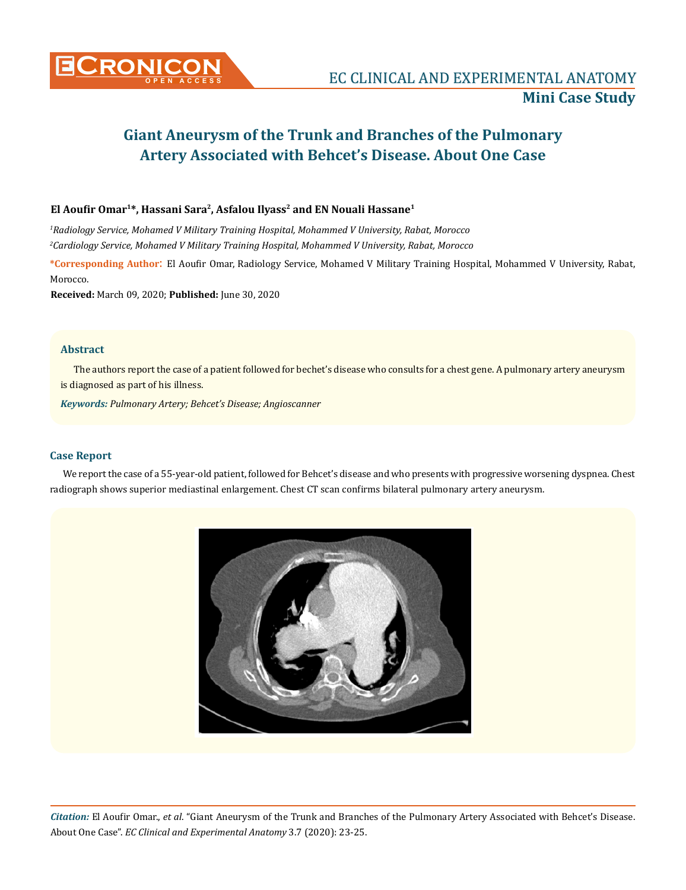# Giant Aneurysm of the Trunk and Branches of the Pulmonary Artery Associated with Behcet's Disease. About One Case

**El Aoufir Omar[1]*, Hassani Sara[2], Asfalou Ilyass[2] and EN Nouali Hassane[1]**

*[1]Radiology Service, Mohamed V Military Training Hospital, Mohammed V University, Rabat, Morocco*

*[2]Cardiology Service, Mohamed V Military Training Hospital, Mohammed V University, Rabat, Morocco*

**\*Corresponding Author:** El Aoufir Omar, Radiology Service, Mohamed V Military Training Hospital, Mohammed V University, Rabat, Morocco.

**Received:** March 09, 2020; **Published:** June 30, 2020

## Abstract

The authors report the case of a patient followed for bechet's disease who consults for a chest gene. A pulmonary artery aneurysm is diagnosed as part of his illness.

***Keywords:*** *Pulmonary Artery; Behcet's Disease; Angioscanner*

## Case Report

We report the case of a 55-year-old patient, followed for Behcet's disease and who presents with progressive worsening dyspnea. Chest radiograph shows superior mediastinal enlargement. Chest CT scan confirms bilateral pulmonary artery aneurysm.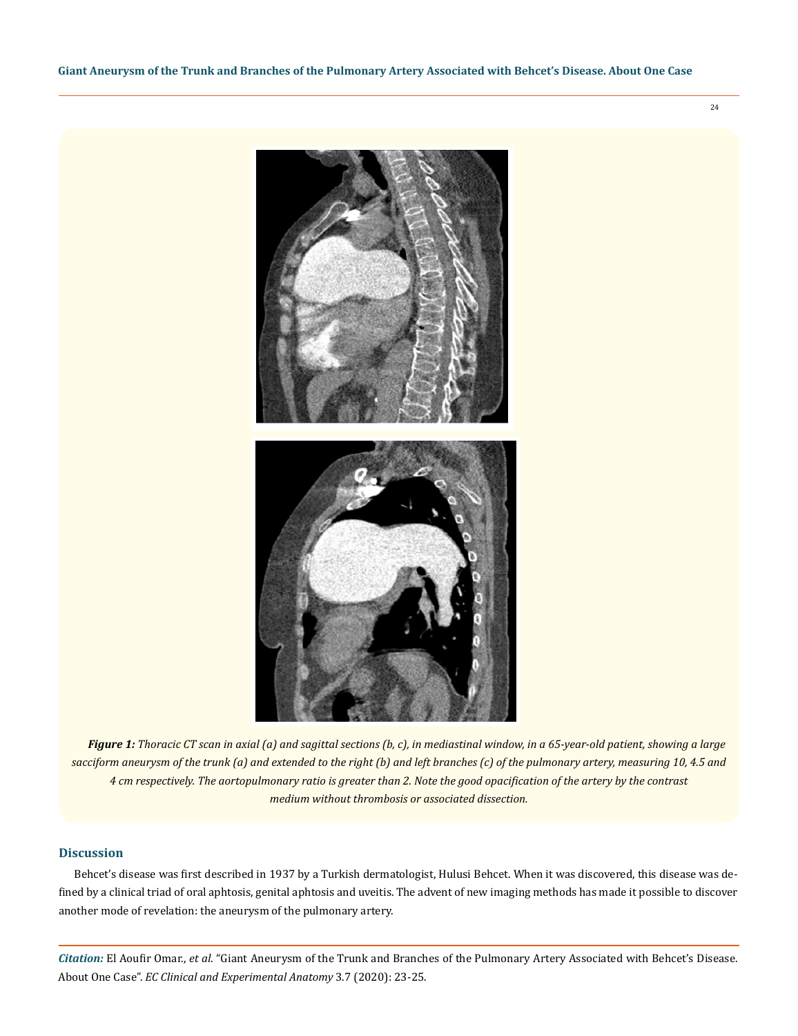***Figure 1:*** *Thoracic CT scan in axial (a) and sagittal sections (b, c), in mediastinal window, in a 65-year-old patient, showing a large sacciform aneurysm of the trunk (a) and extended to the right (b) and left branches (c) of the pulmonary artery, measuring 10, 4.5 and 4 cm respectively. The aortopulmonary ratio is greater than 2. Note the good opacification of the artery by the contrast medium without thrombosis or associated dissection.*

## Discussion

Behcet's disease was first described in 1937 by a Turkish dermatologist, Hulusi Behcet. When it was discovered, this disease was defined by a clinical triad of oral aphtosis, genital aphtosis and uveitis. The advent of new imaging methods has made it possible to discover another mode of revelation: the aneurysm of the pulmonary artery.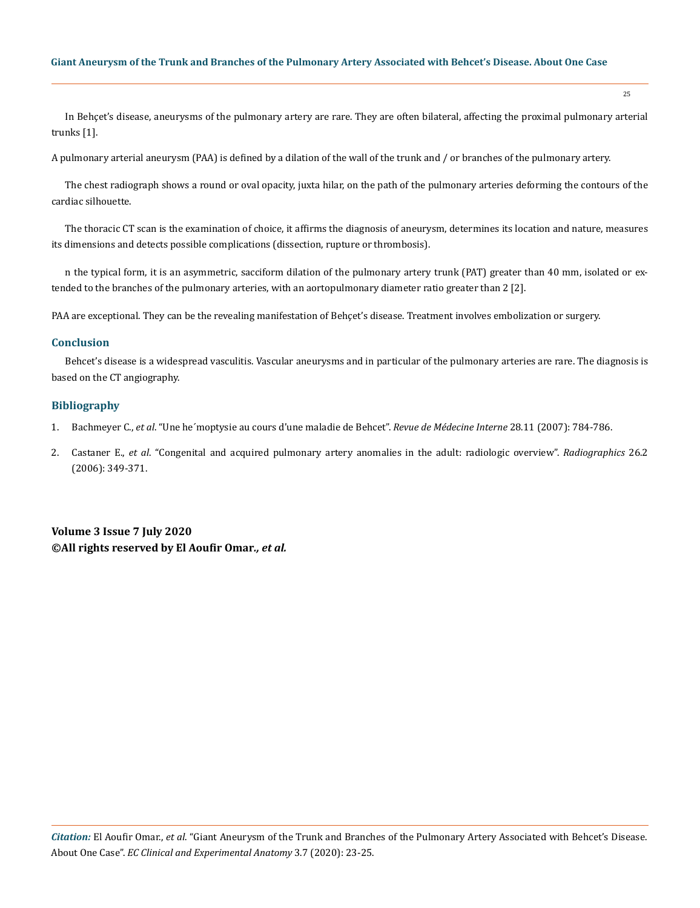In Behçet's disease, aneurysms of the pulmonary artery are rare. They are often bilateral, affecting the proximal pulmonary arterial trunks [1].

A pulmonary arterial aneurysm (PAA) is defined by a dilation of the wall of the trunk and / or branches of the pulmonary artery.

The chest radiograph shows a round or oval opacity, juxta hilar, on the path of the pulmonary arteries deforming the contours of the cardiac silhouette.

The thoracic CT scan is the examination of choice, it affirms the diagnosis of aneurysm, determines its location and nature, measures its dimensions and detects possible complications (dissection, rupture or thrombosis).

n the typical form, it is an asymmetric, sacciform dilation of the pulmonary artery trunk (PAT) greater than 40 mm, isolated or extended to the branches of the pulmonary arteries, with an aortopulmonary diameter ratio greater than 2 [2].

PAA are exceptional. They can be the revealing manifestation of Behçet's disease. Treatment involves embolization or surgery.

## Conclusion

Behcet's disease is a widespread vasculitis. Vascular aneurysms and in particular of the pulmonary arteries are rare. The diagnosis is based on the CT angiography.

## Bibliography

1. Bachmeyer C., *et al*. "Une he´moptysie au cours d'une maladie de Behcet". *Revue de Médecine Interne* 28.11 (2007): 784-786.
2. Castaner E., *et al*. "Congenital and acquired pulmonary artery anomalies in the adult: radiologic overview". *Radiographics* 26.2 (2006): 349-371.

**Volume 3 Issue 7 July 2020**
**©All rights reserved by El Aoufir Omar*., et al.***